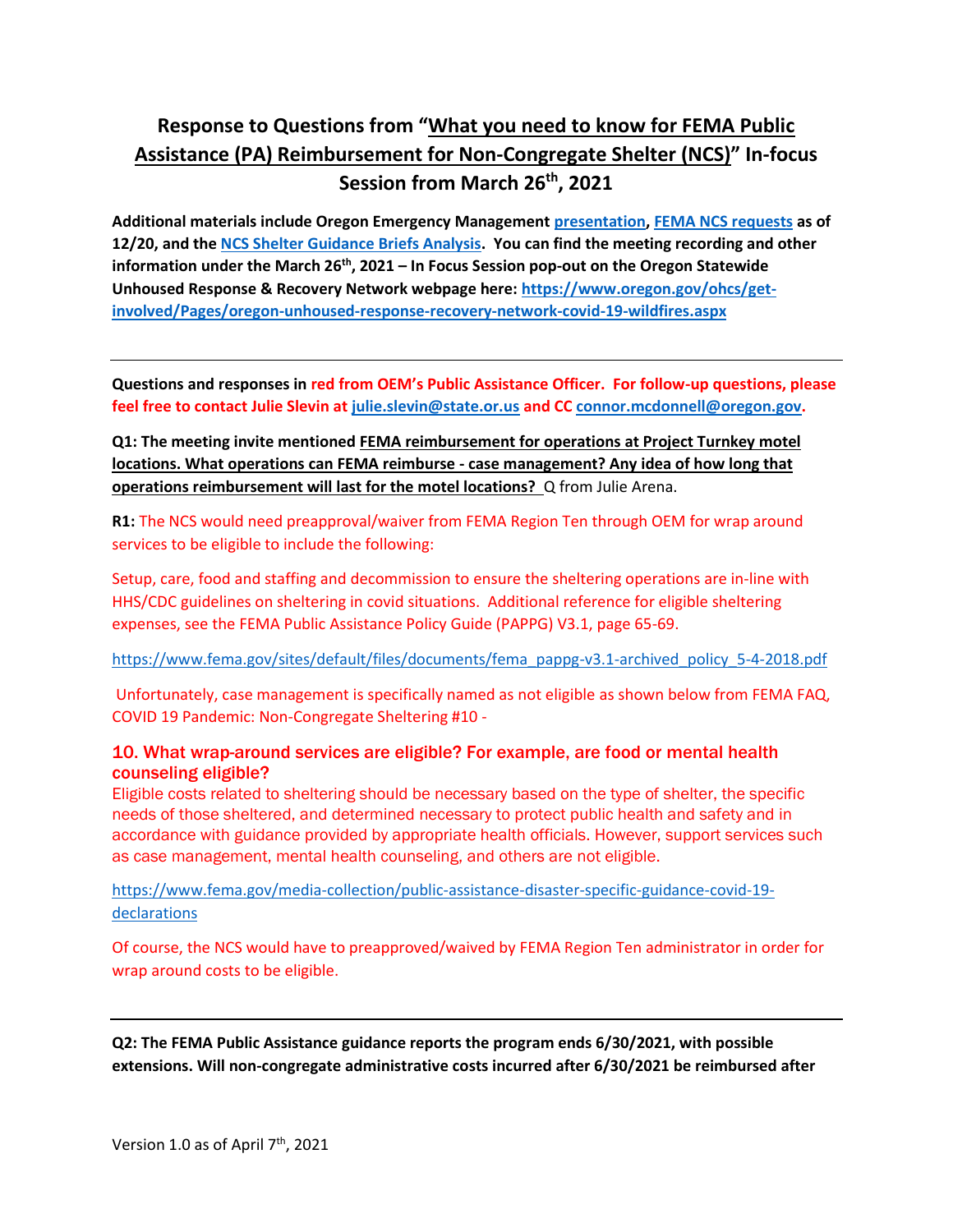# Response to Questions from "What you need to know for FEMA Public Assistance (PA) Reimbursement for Non-Congregate Shelter (NCS)" In-focus Session from March 26th, 2021

**Additional materials include Oregon Emergency Management presentation, FEMA NCS requests as of 12/20, and the NCS Shelter Guidance Briefs Analysis. You can find the meeting recording and other information under the March 26th, 2021 – In Focus Session pop-out on the Oregon Statewide Unhoused Response & Recovery Network webpage here: https://www.oregon.gov/ohcs/get-involved/Pages/oregon-unhoused-response-recovery-network-covid-19-wildfires.aspx**

---

**Questions and responses in red from OEM's Public Assistance Officer. For follow-up questions, please feel free to contact Julie Slevin at julie.slevin@state.or.us and CC connor.mcdonnell@oregon.gov.**

**Q1: The meeting invite mentioned FEMA reimbursement for operations at Project Turnkey motel locations. What operations can FEMA reimburse - case management? Any idea of how long that operations reimbursement will last for the motel locations?** Q from Julie Arena.

**R1:** The NCS would need preapproval/waiver from FEMA Region Ten through OEM for wrap around services to be eligible to include the following:

Setup, care, food and staffing and decommission to ensure the sheltering operations are in-line with HHS/CDC guidelines on sheltering in covid situations. Additional reference for eligible sheltering expenses, see the FEMA Public Assistance Policy Guide (PAPPG) V3.1, page 65-69.

https://www.fema.gov/sites/default/files/documents/fema_pappg-v3.1-archived_policy_5-4-2018.pdf

Unfortunately, case management is specifically named as not eligible as shown below from FEMA FAQ, COVID 19 Pandemic: Non-Congregate Sheltering #10 -

### 10. What wrap-around services are eligible? For example, are food or mental health counseling eligible?

Eligible costs related to sheltering should be necessary based on the type of shelter, the specific needs of those sheltered, and determined necessary to protect public health and safety and in accordance with guidance provided by appropriate health officials. However, support services such as case management, mental health counseling, and others are not eligible.

https://www.fema.gov/media-collection/public-assistance-disaster-specific-guidance-covid-19-declarations

Of course, the NCS would have to preapproved/waived by FEMA Region Ten administrator in order for wrap around costs to be eligible.

---

**Q2: The FEMA Public Assistance guidance reports the program ends 6/30/2021, with possible extensions. Will non-congregate administrative costs incurred after 6/30/2021 be reimbursed after**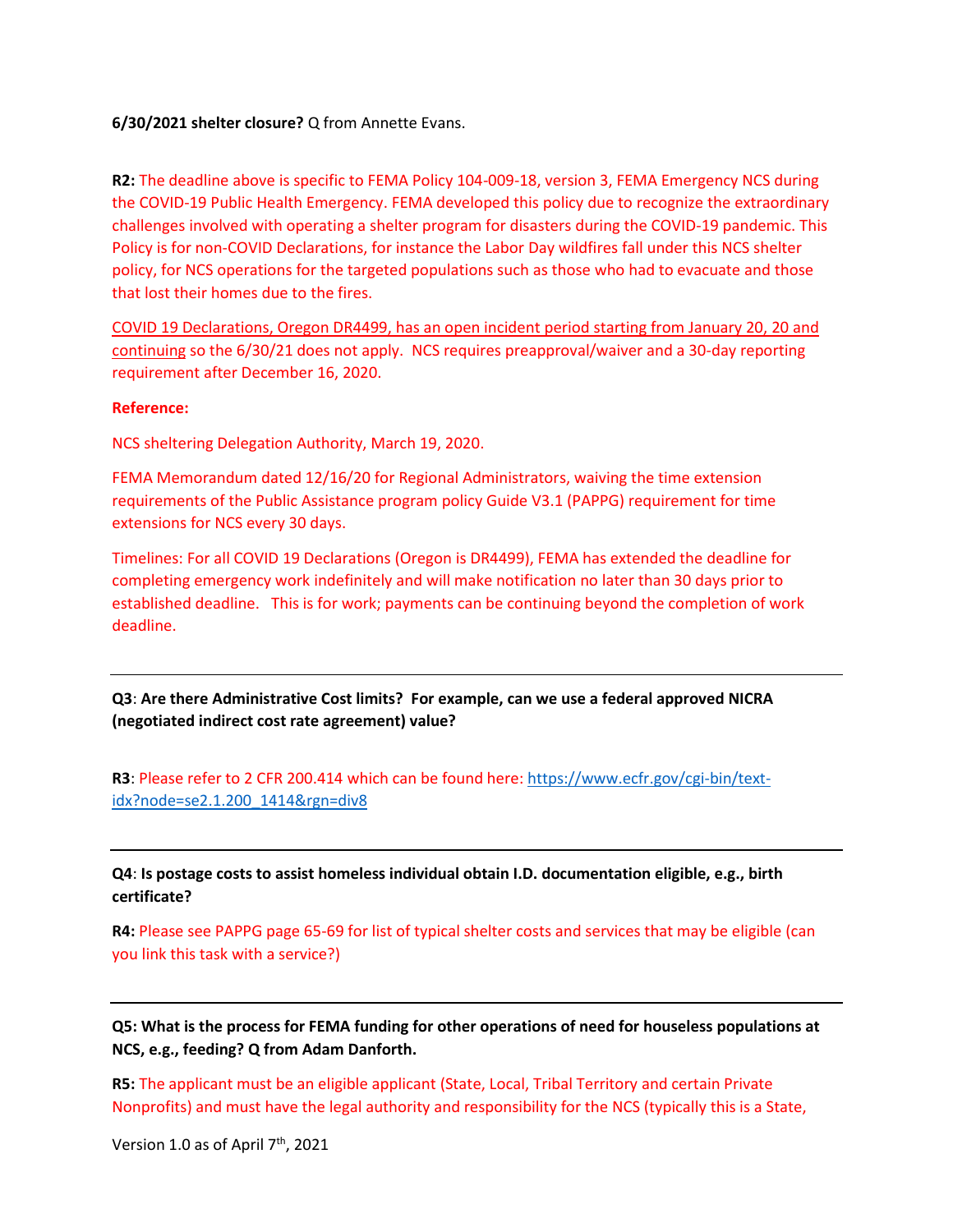**6/30/2021 shelter closure?** Q from Annette Evans.

**R2:** The deadline above is specific to FEMA Policy 104-009-18, version 3, FEMA Emergency NCS during the COVID-19 Public Health Emergency. FEMA developed this policy due to recognize the extraordinary challenges involved with operating a shelter program for disasters during the COVID-19 pandemic. This Policy is for non-COVID Declarations, for instance the Labor Day wildfires fall under this NCS shelter policy, for NCS operations for the targeted populations such as those who had to evacuate and those that lost their homes due to the fires.

COVID 19 Declarations, Oregon DR4499, has an open incident period starting from January 20, 20 and continuing so the 6/30/21 does not apply. NCS requires preapproval/waiver and a 30-day reporting requirement after December 16, 2020.

**Reference:**

NCS sheltering Delegation Authority, March 19, 2020.

FEMA Memorandum dated 12/16/20 for Regional Administrators, waiving the time extension requirements of the Public Assistance program policy Guide V3.1 (PAPPG) requirement for time extensions for NCS every 30 days.

Timelines: For all COVID 19 Declarations (Oregon is DR4499), FEMA has extended the deadline for completing emergency work indefinitely and will make notification no later than 30 days prior to established deadline. This is for work; payments can be continuing beyond the completion of work deadline.

---

**Q3**: **Are there Administrative Cost limits? For example, can we use a federal approved NICRA (negotiated indirect cost rate agreement) value?**

**R3**: Please refer to 2 CFR 200.414 which can be found here: https://www.ecfr.gov/cgi-bin/text-idx?node=se2.1.200_1414&rgn=div8

---

**Q4**: **Is postage costs to assist homeless individual obtain I.D. documentation eligible, e.g., birth certificate?**

**R4:** Please see PAPPG page 65-69 for list of typical shelter costs and services that may be eligible (can you link this task with a service?)

---

**Q5: What is the process for FEMA funding for other operations of need for houseless populations at NCS, e.g., feeding? Q from Adam Danforth.**

**R5:** The applicant must be an eligible applicant (State, Local, Tribal Territory and certain Private Nonprofits) and must have the legal authority and responsibility for the NCS (typically this is a State,

Version 1.0 as of April 7th, 2021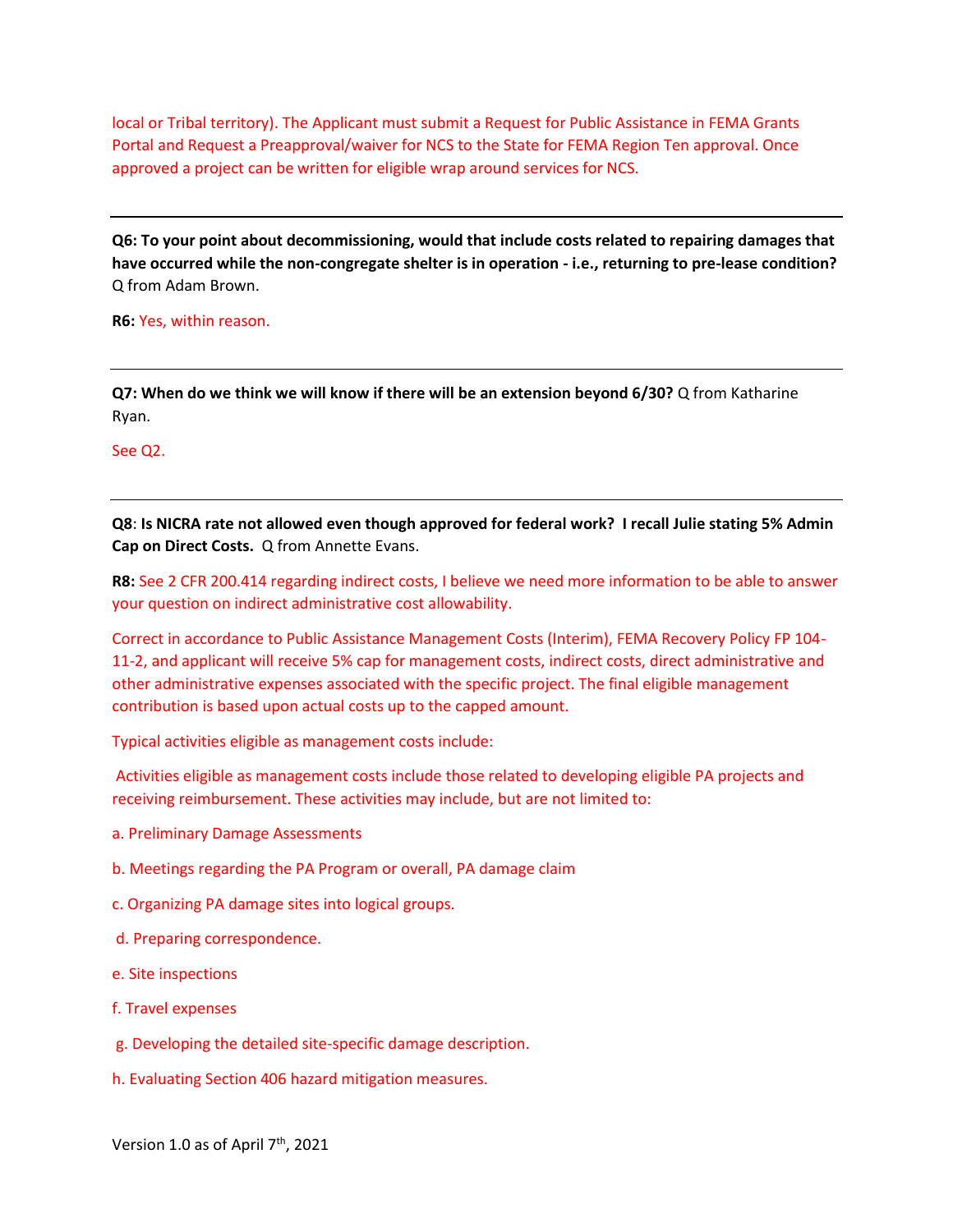local or Tribal territory). The Applicant must submit a Request for Public Assistance in FEMA Grants Portal and Request a Preapproval/waiver for NCS to the State for FEMA Region Ten approval. Once approved a project can be written for eligible wrap around services for NCS.

---

**Q6: To your point about decommissioning, would that include costs related to repairing damages that have occurred while the non-congregate shelter is in operation - i.e., returning to pre-lease condition?** Q from Adam Brown.

**R6:** Yes, within reason.

---

**Q7: When do we think we will know if there will be an extension beyond 6/30?** Q from Katharine Ryan.

See Q2.

---

**Q8**: **Is NICRA rate not allowed even though approved for federal work? I recall Julie stating 5% Admin Cap on Direct Costs.** Q from Annette Evans.

**R8:** See 2 CFR 200.414 regarding indirect costs, I believe we need more information to be able to answer your question on indirect administrative cost allowability.

Correct in accordance to Public Assistance Management Costs (Interim), FEMA Recovery Policy FP 104-11-2, and applicant will receive 5% cap for management costs, indirect costs, direct administrative and other administrative expenses associated with the specific project. The final eligible management contribution is based upon actual costs up to the capped amount.

Typical activities eligible as management costs include:

Activities eligible as management costs include those related to developing eligible PA projects and receiving reimbursement. These activities may include, but are not limited to:

a. Preliminary Damage Assessments

b. Meetings regarding the PA Program or overall, PA damage claim

c. Organizing PA damage sites into logical groups.

d. Preparing correspondence.

e. Site inspections

f. Travel expenses

g. Developing the detailed site-specific damage description.

h. Evaluating Section 406 hazard mitigation measures.

Version 1.0 as of April 7th, 2021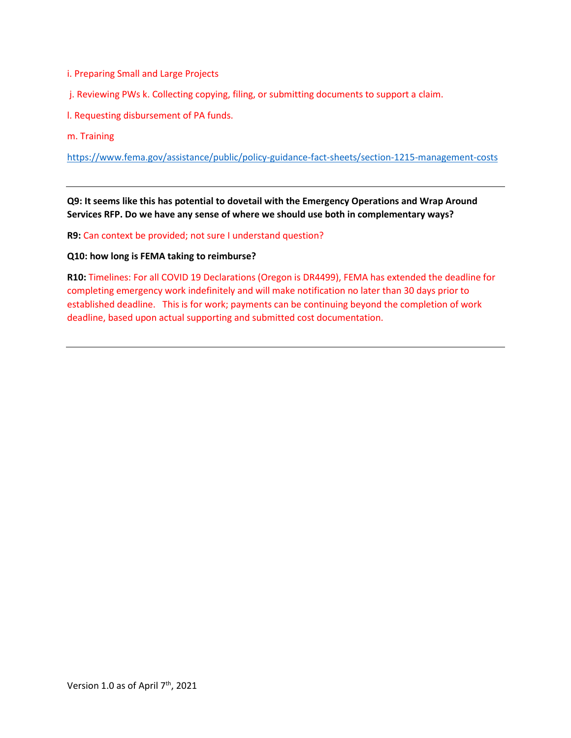i. Preparing Small and Large Projects

j. Reviewing PWs k. Collecting copying, filing, or submitting documents to support a claim.

l. Requesting disbursement of PA funds.

m. Training

https://www.fema.gov/assistance/public/policy-guidance-fact-sheets/section-1215-management-costs

---

**Q9: It seems like this has potential to dovetail with the Emergency Operations and Wrap Around Services RFP. Do we have any sense of where we should use both in complementary ways?**

**R9:** Can context be provided; not sure I understand question?

**Q10: how long is FEMA taking to reimburse?**

**R10:** Timelines: For all COVID 19 Declarations (Oregon is DR4499), FEMA has extended the deadline for completing emergency work indefinitely and will make notification no later than 30 days prior to established deadline. This is for work; payments can be continuing beyond the completion of work deadline, based upon actual supporting and submitted cost documentation.

---

Version 1.0 as of April 7th, 2021